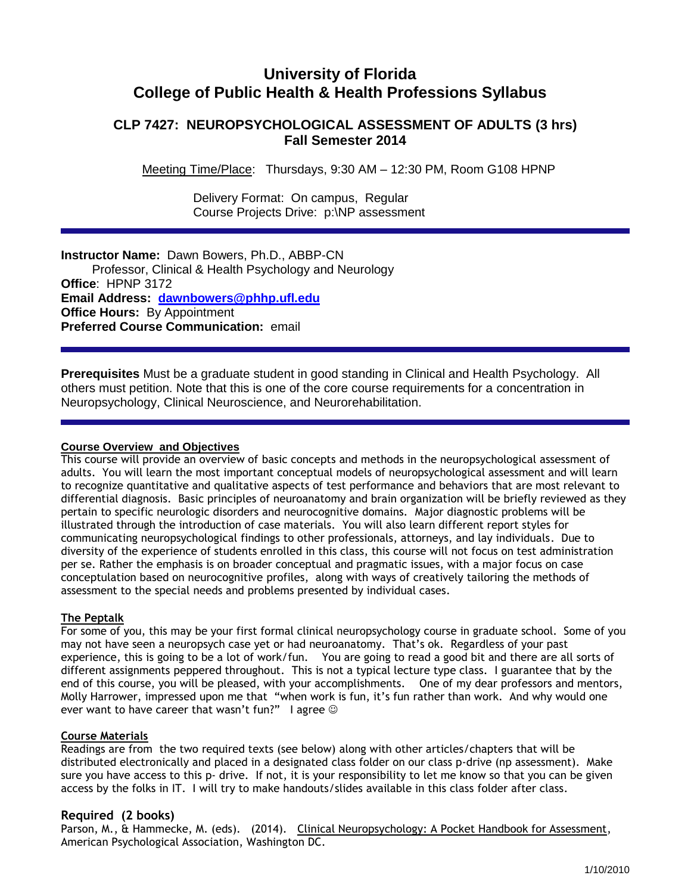# University of Florida
# College of Public Health & Health Professions Syllabus

## CLP 7427: NEUROPSYCHOLOGICAL ASSESSMENT OF ADULTS (3 hrs)
### Fall Semester 2014

Meeting Time/Place: Thursdays, 9:30 AM – 12:30 PM, Room G108 HPNP

Delivery Format: On campus, Regular
Course Projects Drive: p:\NP assessment

---

**Instructor Name:** Dawn Bowers, Ph.D., ABBP-CN
Professor, Clinical & Health Psychology and Neurology
**Office**: HPNP 3172
**Email Address:** **dawnbowers@phhp.ufl.edu**
**Office Hours:** By Appointment
**Preferred Course Communication:** email

---

**Prerequisites** Must be a graduate student in good standing in Clinical and Health Psychology. All others must petition. Note that this is one of the core course requirements for a concentration in Neuropsychology, Clinical Neuroscience, and Neurorehabilitation.

---

**Course Overview and Objectives**

This course will provide an overview of basic concepts and methods in the neuropsychological assessment of adults. You will learn the most important conceptual models of neuropsychological assessment and will learn to recognize quantitative and qualitative aspects of test performance and behaviors that are most relevant to differential diagnosis. Basic principles of neuroanatomy and brain organization will be briefly reviewed as they pertain to specific neurologic disorders and neurocognitive domains. Major diagnostic problems will be illustrated through the introduction of case materials. You will also learn different report styles for communicating neuropsychological findings to other professionals, attorneys, and lay individuals. Due to diversity of the experience of students enrolled in this class, this course will not focus on test administration per se. Rather the emphasis is on broader conceptual and pragmatic issues, with a major focus on case conceptulation based on neurocognitive profiles, along with ways of creatively tailoring the methods of assessment to the special needs and problems presented by individual cases.

**The Peptalk**

For some of you, this may be your first formal clinical neuropsychology course in graduate school. Some of you may not have seen a neuropsych case yet or had neuroanatomy. That's ok. Regardless of your past experience, this is going to be a lot of work/fun. You are going to read a good bit and there are all sorts of different assignments peppered throughout. This is not a typical lecture type class. I guarantee that by the end of this course, you will be pleased, with your accomplishments. One of my dear professors and mentors, Molly Harrower, impressed upon me that "when work is fun, it's fun rather than work. And why would one ever want to have career that wasn't fun?" I agree ☺

**Course Materials**

Readings are from the two required texts (see below) along with other articles/chapters that will be distributed electronically and placed in a designated class folder on our class p-drive (np assessment). Make sure you have access to this p- drive. If not, it is your responsibility to let me know so that you can be given access by the folks in IT. I will try to make handouts/slides available in this class folder after class.

### Required (2 books)

Parson, M., & Hammecke, M. (eds). (2014). Clinical Neuropsychology: A Pocket Handbook for Assessment, American Psychological Association, Washington DC.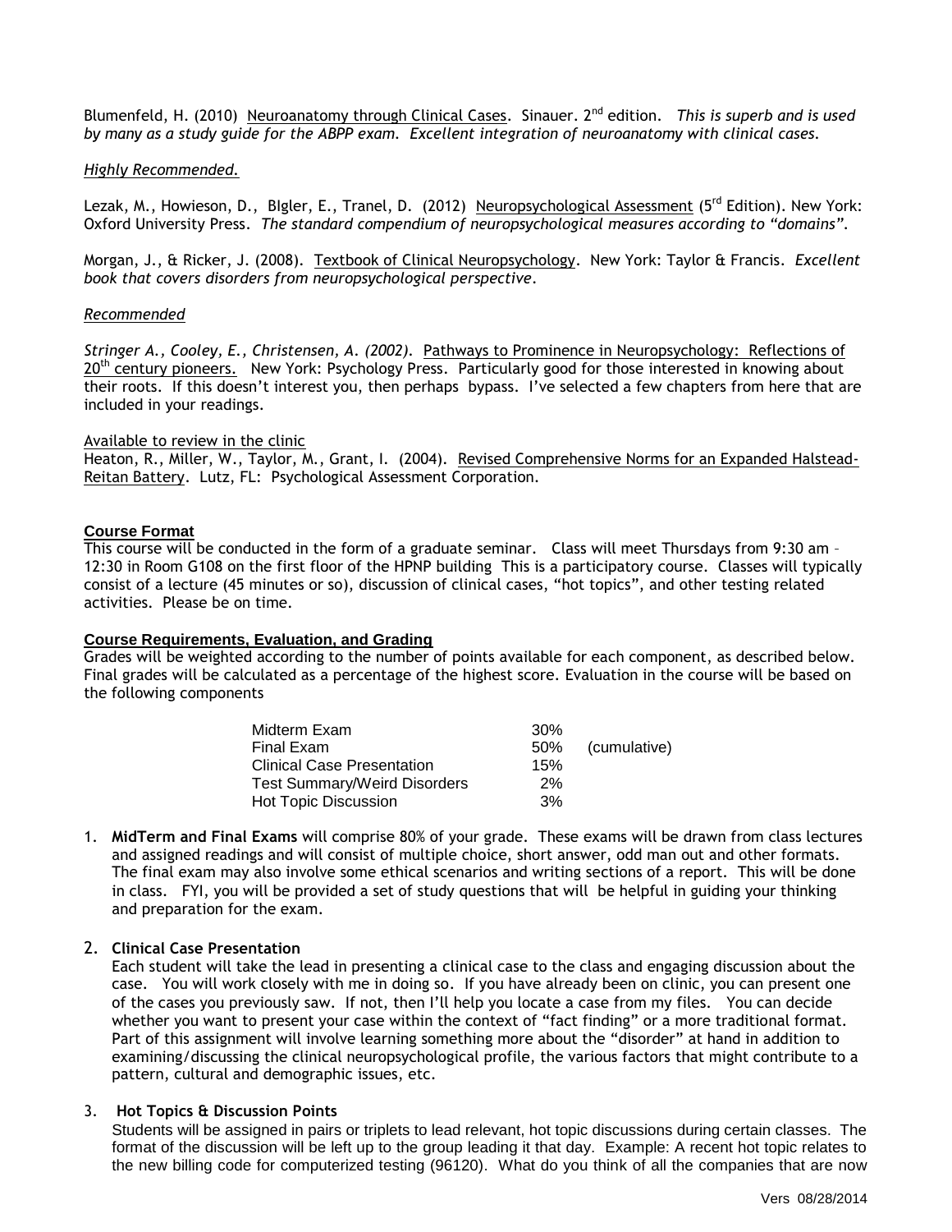Blumenfeld, H. (2010) Neuroanatomy through Clinical Cases. Sinauer. 2nd edition. *This is superb and is used by many as a study guide for the ABPP exam. Excellent integration of neuroanatomy with clinical cases.*

*Highly Recommended.*

Lezak, M., Howieson, D., BIgler, E., Tranel, D. (2012) Neuropsychological Assessment (5rd Edition). New York: Oxford University Press. *The standard compendium of neuropsychological measures according to "domains".*

Morgan, J., & Ricker, J. (2008). Textbook of Clinical Neuropsychology. New York: Taylor & Francis. *Excellent book that covers disorders from neuropsychological perspective.*

*Recommended*

*Stringer A., Cooley, E., Christensen, A. (2002).* Pathways to Prominence in Neuropsychology: Reflections of 20th century pioneers. New York: Psychology Press. Particularly good for those interested in knowing about their roots. If this doesn't interest you, then perhaps bypass. I've selected a few chapters from here that are included in your readings.

Available to review in the clinic
Heaton, R., Miller, W., Taylor, M., Grant, I. (2004). Revised Comprehensive Norms for an Expanded Halstead-Reitan Battery. Lutz, FL: Psychological Assessment Corporation.

**Course Format**

This course will be conducted in the form of a graduate seminar. Class will meet Thursdays from 9:30 am – 12:30 in Room G108 on the first floor of the HPNP building This is a participatory course. Classes will typically consist of a lecture (45 minutes or so), discussion of clinical cases, "hot topics", and other testing related activities. Please be on time.

**Course Requirements, Evaluation, and Grading**

Grades will be weighted according to the number of points available for each component, as described below. Final grades will be calculated as a percentage of the highest score. Evaluation in the course will be based on the following components

| Component | Weight | |
|---|---|---|
| Midterm Exam | 30% | |
| Final Exam | 50% | (cumulative) |
| Clinical Case Presentation | 15% | |
| Test Summary/Weird Disorders | 2% | |
| Hot Topic Discussion | 3% | |

1. **MidTerm and Final Exams** will comprise 80% of your grade. These exams will be drawn from class lectures and assigned readings and will consist of multiple choice, short answer, odd man out and other formats. The final exam may also involve some ethical scenarios and writing sections of a report. This will be done in class. FYI, you will be provided a set of study questions that will be helpful in guiding your thinking and preparation for the exam.

2. **Clinical Case Presentation**
   Each student will take the lead in presenting a clinical case to the class and engaging discussion about the case. You will work closely with me in doing so. If you have already been on clinic, you can present one of the cases you previously saw. If not, then I'll help you locate a case from my files. You can decide whether you want to present your case within the context of "fact finding" or a more traditional format. Part of this assignment will involve learning something more about the "disorder" at hand in addition to examining/discussing the clinical neuropsychological profile, the various factors that might contribute to a pattern, cultural and demographic issues, etc.

3. **Hot Topics & Discussion Points**
   Students will be assigned in pairs or triplets to lead relevant, hot topic discussions during certain classes. The format of the discussion will be left up to the group leading it that day. Example: A recent hot topic relates to the new billing code for computerized testing (96120). What do you think of all the companies that are now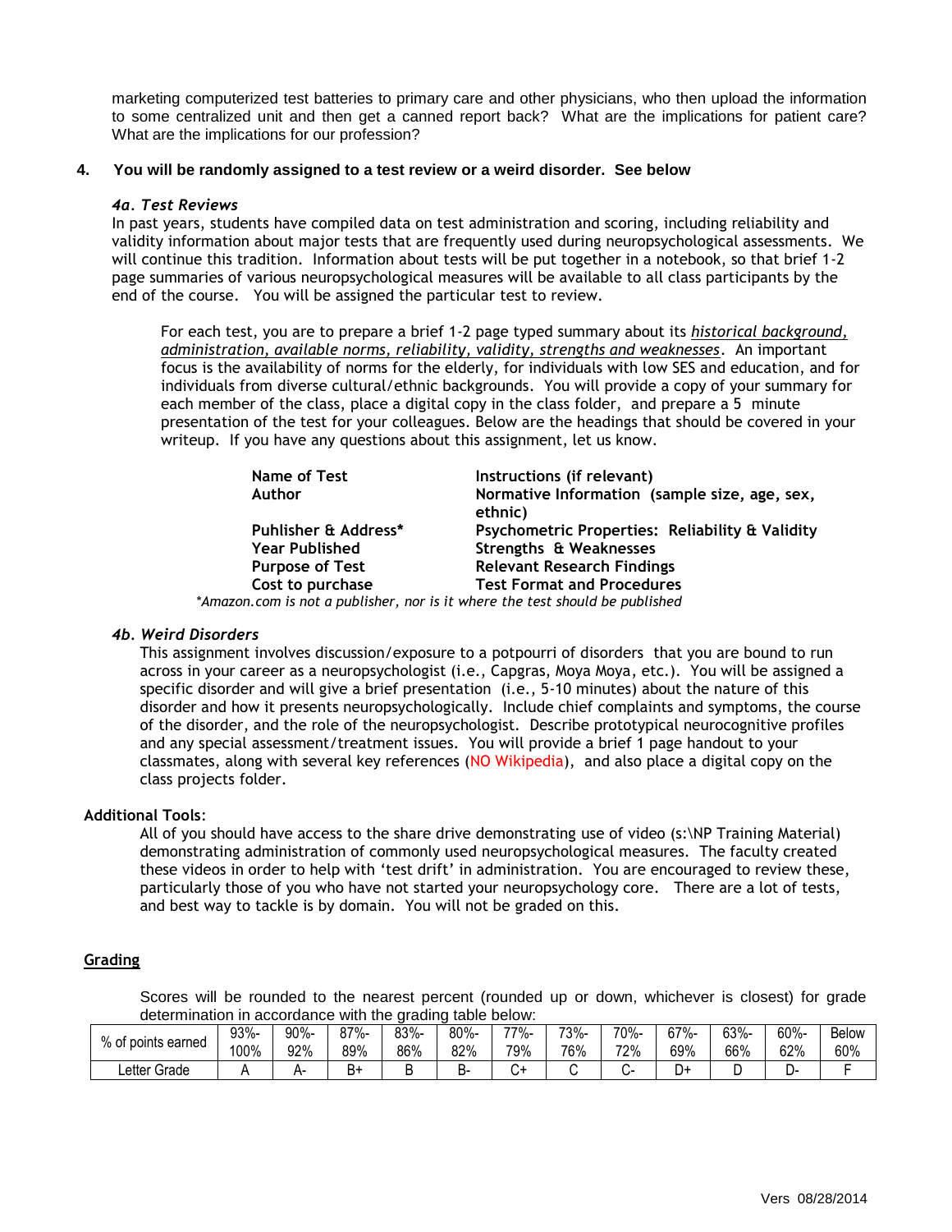marketing computerized test batteries to primary care and other physicians, who then upload the information to some centralized unit and then get a canned report back? What are the implications for patient care? What are the implications for our profession?

**4. You will be randomly assigned to a test review or a weird disorder. See below**

***4a. Test Reviews***

In past years, students have compiled data on test administration and scoring, including reliability and validity information about major tests that are frequently used during neuropsychological assessments. We will continue this tradition. Information about tests will be put together in a notebook, so that brief 1-2 page summaries of various neuropsychological measures will be available to all class participants by the end of the course. You will be assigned the particular test to review.

For each test, you are to prepare a brief 1-2 page typed summary about its *historical background, administration, available norms, reliability, validity, strengths and weaknesses*. An important focus is the availability of norms for the elderly, for individuals with low SES and education, and for individuals from diverse cultural/ethnic backgrounds. You will provide a copy of your summary for each member of the class, place a digital copy in the class folder, and prepare a 5 minute presentation of the test for your colleagues. Below are the headings that should be covered in your writeup. If you have any questions about this assignment, let us know.

| | |
|---|---|
| **Name of Test** | **Instructions (if relevant)** |
| **Author** | **Normative Information (sample size, age, sex, ethnic)** |
| **Puhlisher & Address*** | **Psychometric Properties: Reliability & Validity** |
| **Year Published** | **Strengths & Weaknesses** |
| **Purpose of Test** | **Relevant Research Findings** |
| **Cost to purchase** | **Test Format and Procedures** |

**Amazon.com is not a publisher, nor is it where the test should be published*

***4b. Weird Disorders***

This assignment involves discussion/exposure to a potpourri of disorders that you are bound to run across in your career as a neuropsychologist (i.e., Capgras, Moya Moya, etc.). You will be assigned a specific disorder and will give a brief presentation (i.e., 5-10 minutes) about the nature of this disorder and how it presents neuropsychologically. Include chief complaints and symptoms, the course of the disorder, and the role of the neuropsychologist. Describe prototypical neurocognitive profiles and any special assessment/treatment issues. You will provide a brief 1 page handout to your classmates, along with several key references (NO Wikipedia), and also place a digital copy on the class projects folder.

**Additional Tools**:

All of you should have access to the share drive demonstrating use of video (s:\NP Training Material) demonstrating administration of commonly used neuropsychological measures. The faculty created these videos in order to help with 'test drift' in administration. You are encouraged to review these, particularly those of you who have not started your neuropsychology core. There are a lot of tests, and best way to tackle is by domain. You will not be graded on this.

**Grading**

Scores will be rounded to the nearest percent (rounded up or down, whichever is closest) for grade determination in accordance with the grading table below:

| % of points earned | 93%-100% | 90%-92% | 87%-89% | 83%-86% | 80%-82% | 77%-79% | 73%-76% | 70%-72% | 67%-69% | 63%-66% | 60%-62% | Below 60% |
|---|---|---|---|---|---|---|---|---|---|---|---|---|
| Letter Grade | A | A- | B+ | B | B- | C+ | C | C- | D+ | D | D- | F |

Vers 08/28/2014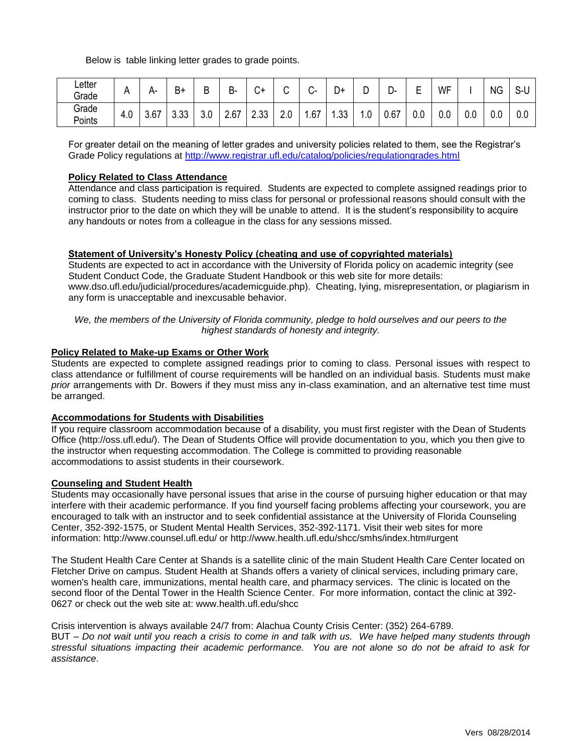Below is table linking letter grades to grade points.

| Letter Grade | A | A- | B+ | B | B- | C+ | C | C- | D+ | D | D- | E | WF | I | NG | S-U |
|---|---|---|---|---|---|---|---|---|---|---|---|---|---|---|---|---|
| Grade Points | 4.0 | 3.67 | 3.33 | 3.0 | 2.67 | 2.33 | 2.0 | 1.67 | 1.33 | 1.0 | 0.67 | 0.0 | 0.0 | 0.0 | 0.0 | 0.0 |

For greater detail on the meaning of letter grades and university policies related to them, see the Registrar's Grade Policy regulations at http://www.registrar.ufl.edu/catalog/policies/regulationgrades.html

**Policy Related to Class Attendance**

Attendance and class participation is required. Students are expected to complete assigned readings prior to coming to class. Students needing to miss class for personal or professional reasons should consult with the instructor prior to the date on which they will be unable to attend. It is the student's responsibility to acquire any handouts or notes from a colleague in the class for any sessions missed.

**Statement of University's Honesty Policy (cheating and use of copyrighted materials)**

Students are expected to act in accordance with the University of Florida policy on academic integrity (see Student Conduct Code, the Graduate Student Handbook or this web site for more details: www.dso.ufl.edu/judicial/procedures/academicguide.php). Cheating, lying, misrepresentation, or plagiarism in any form is unacceptable and inexcusable behavior.

*We, the members of the University of Florida community, pledge to hold ourselves and our peers to the highest standards of honesty and integrity.*

**Policy Related to Make-up Exams or Other Work**

Students are expected to complete assigned readings prior to coming to class. Personal issues with respect to class attendance or fulfillment of course requirements will be handled on an individual basis. Students must make *prior* arrangements with Dr. Bowers if they must miss any in-class examination, and an alternative test time must be arranged.

**Accommodations for Students with Disabilities**

If you require classroom accommodation because of a disability, you must first register with the Dean of Students Office (http://oss.ufl.edu/). The Dean of Students Office will provide documentation to you, which you then give to the instructor when requesting accommodation. The College is committed to providing reasonable accommodations to assist students in their coursework.

**Counseling and Student Health**

Students may occasionally have personal issues that arise in the course of pursuing higher education or that may interfere with their academic performance. If you find yourself facing problems affecting your coursework, you are encouraged to talk with an instructor and to seek confidential assistance at the University of Florida Counseling Center, 352-392-1575, or Student Mental Health Services, 352-392-1171. Visit their web sites for more information: http://www.counsel.ufl.edu/ or http://www.health.ufl.edu/shcc/smhs/index.htm#urgent

The Student Health Care Center at Shands is a satellite clinic of the main Student Health Care Center located on Fletcher Drive on campus. Student Health at Shands offers a variety of clinical services, including primary care, women's health care, immunizations, mental health care, and pharmacy services. The clinic is located on the second floor of the Dental Tower in the Health Science Center. For more information, contact the clinic at 392-0627 or check out the web site at: www.health.ufl.edu/shcc

Crisis intervention is always available 24/7 from: Alachua County Crisis Center: (352) 264-6789.

BUT – *Do not wait until you reach a crisis to come in and talk with us. We have helped many students through stressful situations impacting their academic performance. You are not alone so do not be afraid to ask for assistance*.

Vers 08/28/2014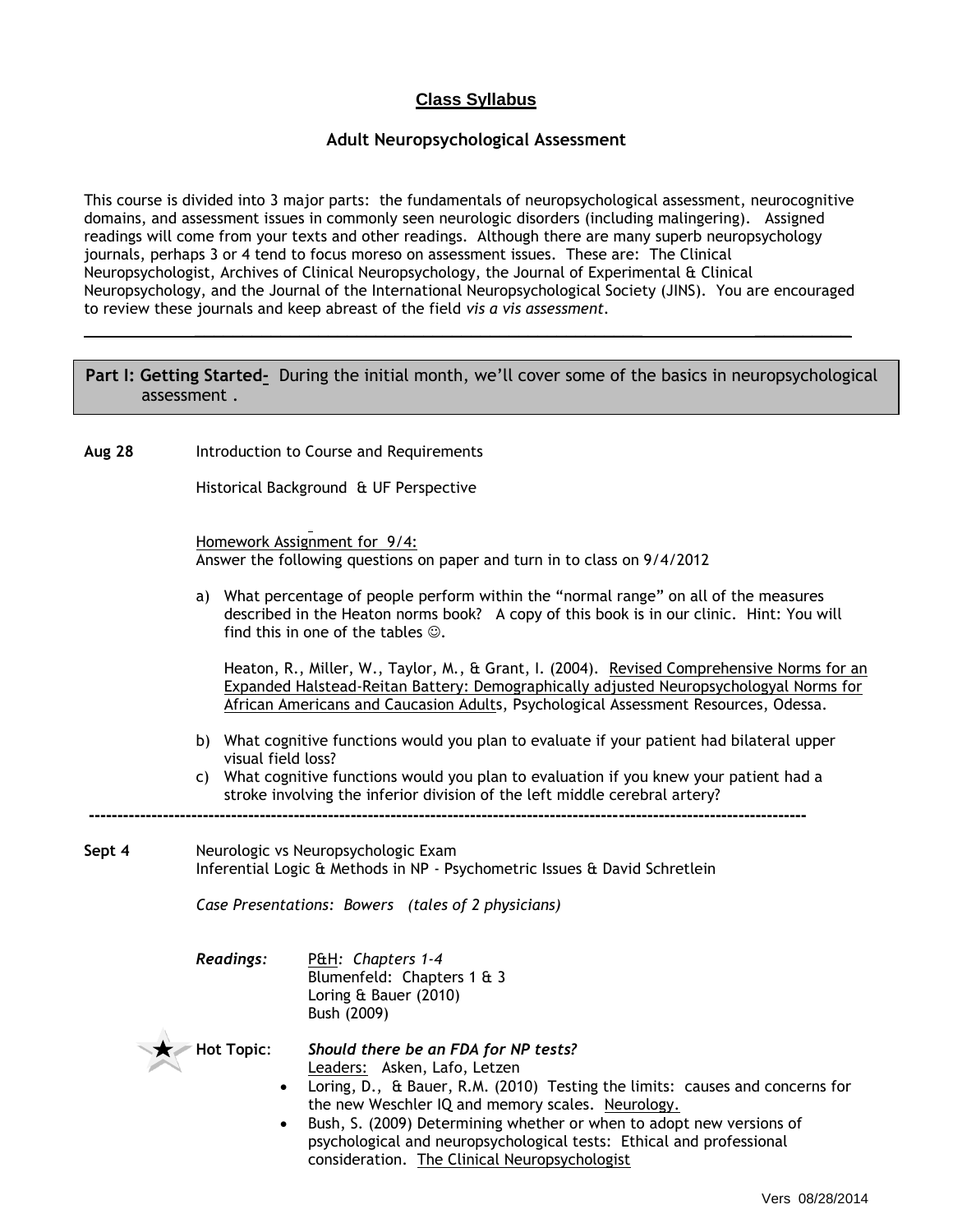# Class Syllabus

## Adult Neuropsychological Assessment

This course is divided into 3 major parts: the fundamentals of neuropsychological assessment, neurocognitive domains, and assessment issues in commonly seen neurologic disorders (including malingering). Assigned readings will come from your texts and other readings. Although there are many superb neuropsychology journals, perhaps 3 or 4 tend to focus moreso on assessment issues. These are: The Clinical Neuropsychologist, Archives of Clinical Neuropsychology, the Journal of Experimental & Clinical Neuropsychology, and the Journal of the International Neuropsychological Society (JINS). You are encouraged to review these journals and keep abreast of the field *vis a vis assessment*.

---

**Part I: Getting Started-** During the initial month, we'll cover some of the basics in neuropsychological assessment .

**Aug 28** Introduction to Course and Requirements

Historical Background & UF Perspective

Homework Assignment for 9/4:
Answer the following questions on paper and turn in to class on 9/4/2012

a) What percentage of people perform within the "normal range" on all of the measures described in the Heaton norms book? A copy of this book is in our clinic. Hint: You will find this in one of the tables ☺.

Heaton, R., Miller, W., Taylor, M., & Grant, I. (2004). Revised Comprehensive Norms for an Expanded Halstead-Reitan Battery: Demographically adjusted Neuropsychologyal Norms for African Americans and Caucasion Adults, Psychological Assessment Resources, Odessa.

b) What cognitive functions would you plan to evaluate if your patient had bilateral upper visual field loss?

c) What cognitive functions would you plan to evaluation if you knew your patient had a stroke involving the inferior division of the left middle cerebral artery?

---

**Sept 4** Neurologic vs Neuropsychologic Exam
Inferential Logic & Methods in NP - Psychometric Issues & David Schretlein

*Case Presentations: Bowers (tales of 2 physicians)*

***Readings:*** P&H*: Chapters 1-4*
Blumenfeld: Chapters 1 & 3
Loring & Bauer (2010)
Bush (2009)

★ **Hot Topic**: ***Should there be an FDA for NP tests?***
Leaders: Asken, Lafo, Letzen

- Loring, D., & Bauer, R.M. (2010) Testing the limits: causes and concerns for the new Weschler IQ and memory scales. Neurology.
- Bush, S. (2009) Determining whether or when to adopt new versions of psychological and neuropsychological tests: Ethical and professional consideration. The Clinical Neuropsychologist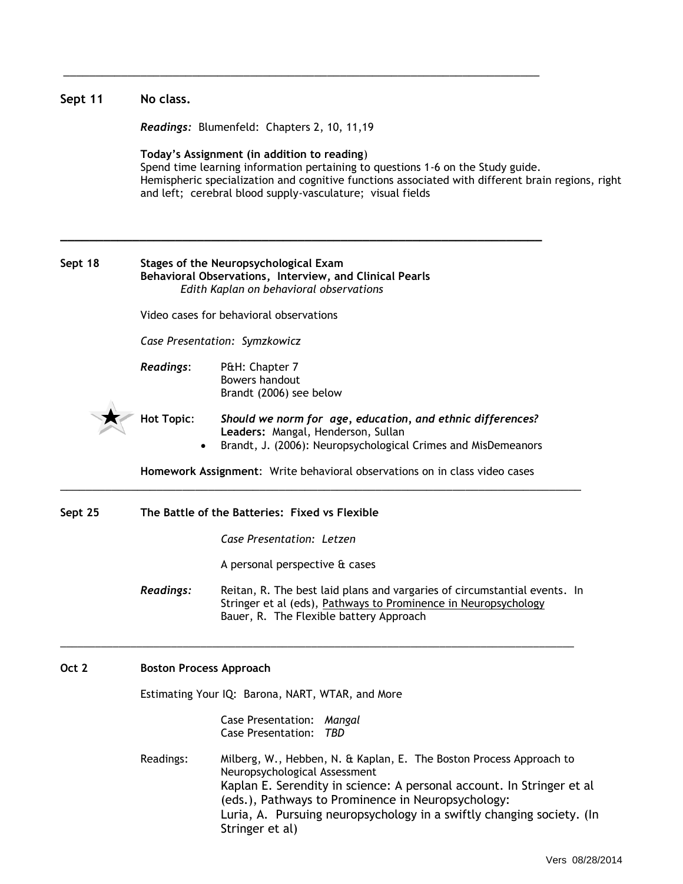---

**Sept 11** **No class.**

*Readings:* Blumenfeld: Chapters 2, 10, 11,19

**Today's Assignment (in addition to reading**)
Spend time learning information pertaining to questions 1-6 on the Study guide.
Hemispheric specialization and cognitive functions associated with different brain regions, right and left; cerebral blood supply-vasculature; visual fields

---

**Sept 18** **Stages of the Neuropsychological Exam**
**Behavioral Observations, Interview, and Clinical Pearls**
*Edith Kaplan on behavioral observations*

Video cases for behavioral observations

*Case Presentation: Symzkowicz*

*Readings*: P&H: Chapter 7
Bowers handout
Brandt (2006) see below

★ **Hot Topic**: ***Should we norm for age, education, and ethnic differences?***
**Leaders:** Mangal, Henderson, Sullan

- Brandt, J. (2006): Neuropsychological Crimes and MisDemeanors

**Homework Assignment**: Write behavioral observations on in class video cases

---

**Sept 25** **The Battle of the Batteries: Fixed vs Flexible**

*Case Presentation: Letzen*

A personal perspective & cases

***Readings:*** Reitan, R. The best laid plans and vargaries of circumstantial events. In Stringer et al (eds), Pathways to Prominence in Neuropsychology
Bauer, R. The Flexible battery Approach

---

**Oct 2** **Boston Process Approach**

Estimating Your IQ: Barona, NART, WTAR, and More

Case Presentation: *Mangal*
Case Presentation: *TBD*

Readings: Milberg, W., Hebben, N. & Kaplan, E. The Boston Process Approach to Neuropsychological Assessment
Kaplan E. Serendity in science: A personal account. In Stringer et al (eds.), Pathways to Prominence in Neuropsychology:
Luria, A. Pursuing neuropsychology in a swiftly changing society. (In Stringer et al)

Vers 08/28/2014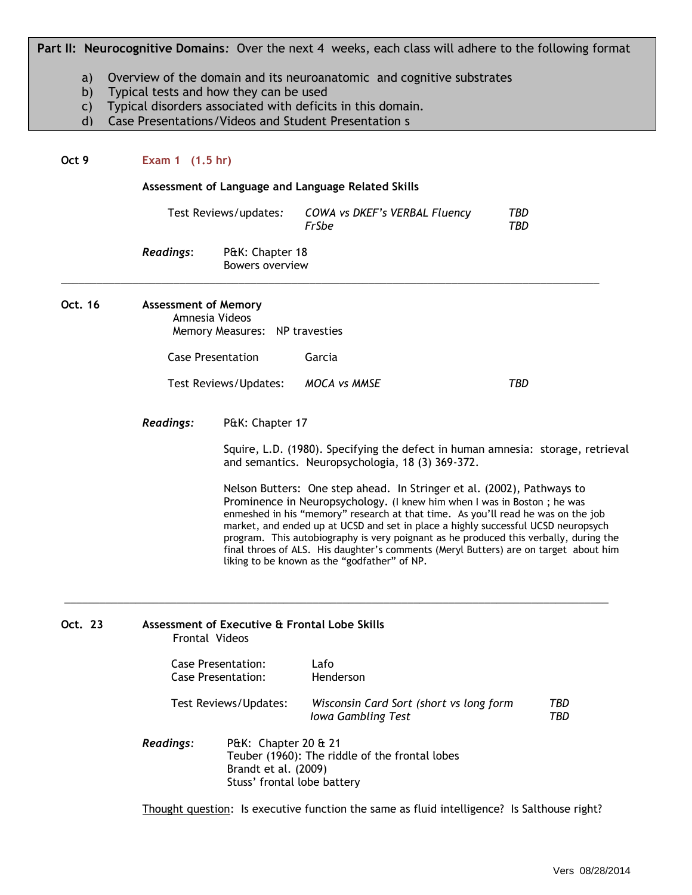**Part II: Neurocognitive Domains**: Over the next 4 weeks, each class will adhere to the following format

a) Overview of the domain and its neuroanatomic and cognitive substrates
b) Typical tests and how they can be used
c) Typical disorders associated with deficits in this domain.
d) Case Presentations/Videos and Student Presentation s

**Oct 9** **Exam 1 (1.5 hr)**

**Assessment of Language and Language Related Skills**

Test Reviews/updates: *COWA vs DKEF's VERBAL Fluency* *TBD*
*FrSbe* *TBD*

***Readings***: P&K: Chapter 18
Bowers overview

---

**Oct. 16** **Assessment of Memory**
Amnesia Videos
Memory Measures: NP travesties

Case Presentation Garcia

Test Reviews/Updates: *MOCA vs MMSE* *TBD*

***Readings:*** P&K: Chapter 17

Squire, L.D. (1980). Specifying the defect in human amnesia: storage, retrieval and semantics. Neuropsychologia, 18 (3) 369-372.

Nelson Butters: One step ahead. In Stringer et al. (2002), Pathways to Prominence in Neuropsychology. (I knew him when I was in Boston ; he was enmeshed in his "memory" research at that time. As you'll read he was on the job market, and ended up at UCSD and set in place a highly successful UCSD neuropsych program. This autobiography is very poignant as he produced this verbally, during the final throes of ALS. His daughter's comments (Meryl Butters) are on target about him liking to be known as the "godfather" of NP.

---

**Oct. 23** **Assessment of Executive & Frontal Lobe Skills**
Frontal Videos

Case Presentation: Lafo
Case Presentation: Henderson

Test Reviews/Updates: *Wisconsin Card Sort (short vs long form* *TBD*
*Iowa Gambling Test* *TBD*

***Readings:*** P&K: Chapter 20 & 21
Teuber (1960): The riddle of the frontal lobes
Brandt et al. (2009)
Stuss' frontal lobe battery

Thought question: Is executive function the same as fluid intelligence? Is Salthouse right?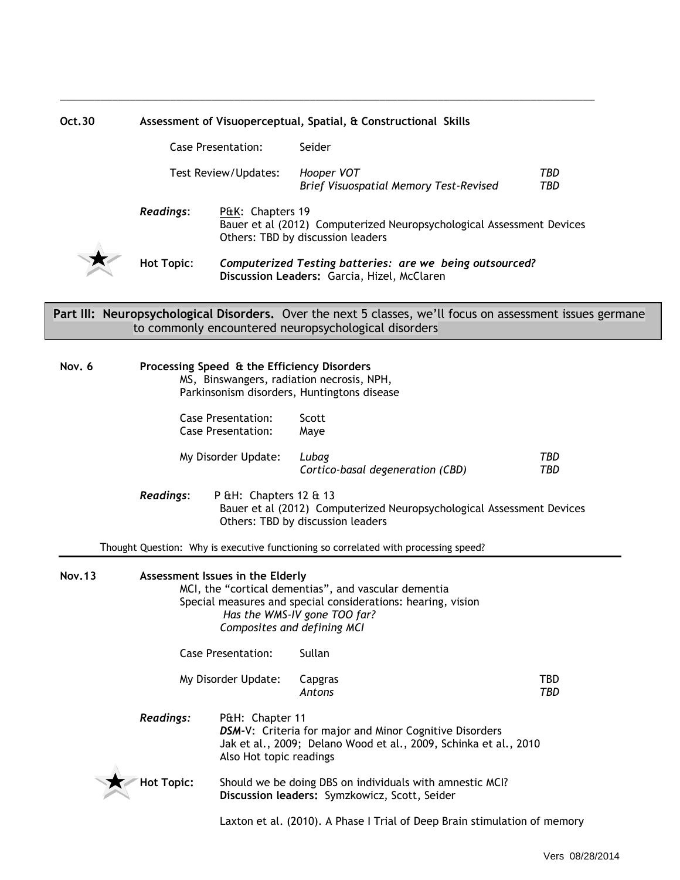---

**Oct.30** **Assessment of Visuoperceptual, Spatial, & Constructional Skills**

Case Presentation: Seider

Test Review/Updates: *Hooper VOT* *TBD*
*Brief Visuospatial Memory Test-Revised* *TBD*

***Readings***: P&K: Chapters 19
Bauer et al (2012) Computerized Neuropsychological Assessment Devices
Others: TBD by discussion leaders

★ **Hot Topic**: ***Computerized Testing batteries: are we being outsourced?***
**Discussion Leaders:** Garcia, Hizel, McClaren

**Part III: Neuropsychological Disorders.** Over the next 5 classes, we'll focus on assessment issues germane to commonly encountered neuropsychological disorders

**Nov. 6** **Processing Speed & the Efficiency Disorders**
MS, Binswangers, radiation necrosis, NPH,
Parkinsonism disorders, Huntingtons disease

Case Presentation: Scott
Case Presentation: Maye

My Disorder Update: *Lubag* *TBD*
*Cortico-basal degeneration (CBD)* *TBD*

***Readings***: P &H: Chapters 12 & 13
Bauer et al (2012) Computerized Neuropsychological Assessment Devices
Others: TBD by discussion leaders

Thought Question: Why is executive functioning so correlated with processing speed?

---

**Nov.13** **Assessment Issues in the Elderly**
MCI, the "cortical dementias", and vascular dementia
Special measures and special considerations: hearing, vision
*Has the WMS-IV gone TOO far?*
*Composites and defining MCI*

Case Presentation: Sullan

My Disorder Update: Capgras TBD
*Antons* *TBD*

***Readings:*** P&H: Chapter 11
***DSM***-V: Criteria for major and Minor Cognitive Disorders
Jak et al., 2009; Delano Wood et al., 2009, Schinka et al., 2010
Also Hot topic readings

★ **Hot Topic:** Should we be doing DBS on individuals with amnestic MCI?
**Discussion leaders:** Symzkowicz, Scott, Seider

Laxton et al. (2010). A Phase I Trial of Deep Brain stimulation of memory

Vers 08/28/2014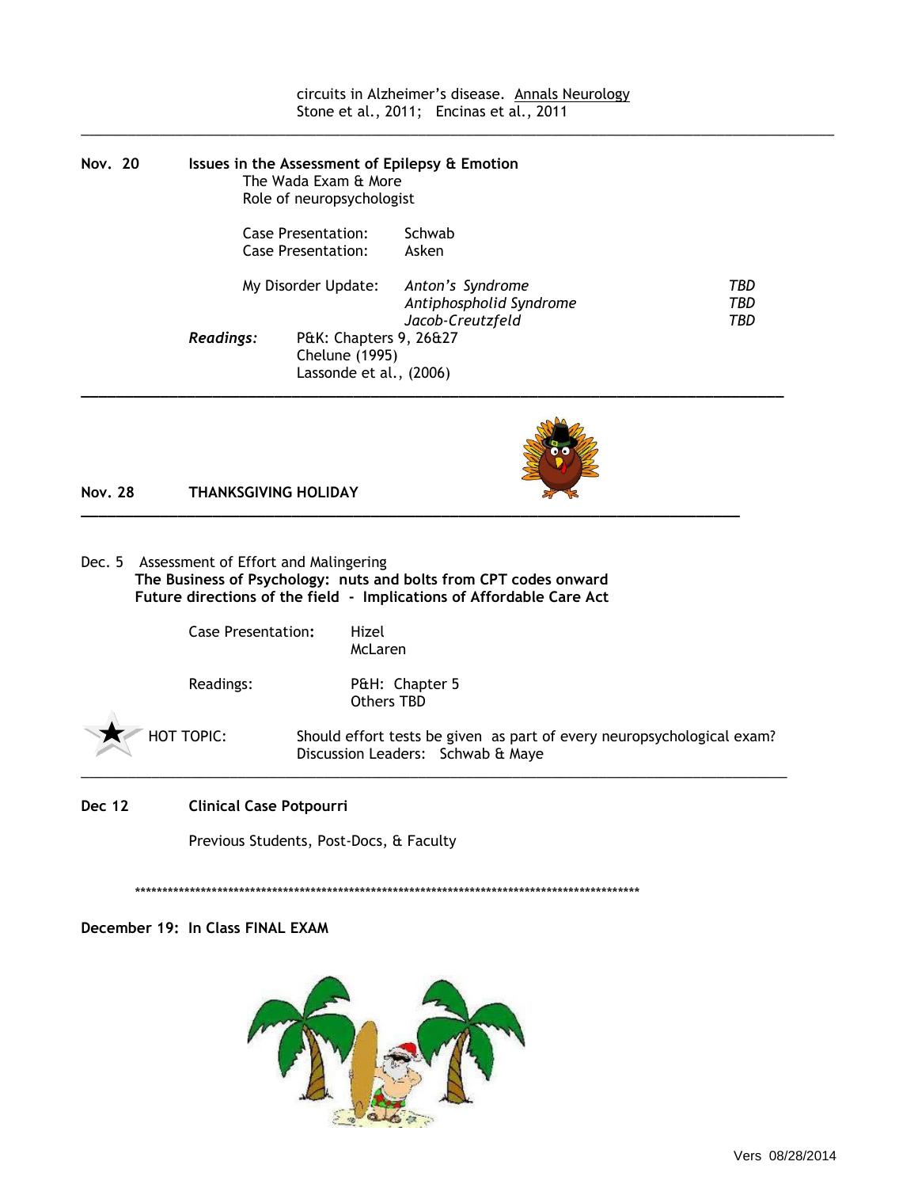circuits in Alzheimer's disease. Annals Neurology
Stone et al., 2011; Encinas et al., 2011

---

**Nov. 20** **Issues in the Assessment of Epilepsy & Emotion**

The Wada Exam & More
Role of neuropsychologist

Case Presentation: Schwab
Case Presentation: Asken

My Disorder Update: *Anton's Syndrome* *TBD*
*Antiphospholid Syndrome* *TBD*
*Jacob-Creutzfeld* *TBD*

***Readings:*** P&K: Chapters 9, 26&27
Chelune (1995)
Lassonde et al., (2006)

---

**Nov. 28** **THANKSGIVING HOLIDAY**

---

Dec. 5 Assessment of Effort and Malingering
**The Business of Psychology: nuts and bolts from CPT codes onward**
**Future directions of the field - Implications of Affordable Care Act**

Case Presentation: Hizel
McLaren

Readings: P&H: Chapter 5
Others TBD

★ HOT TOPIC: Should effort tests be given as part of every neuropsychological exam?
Discussion Leaders: Schwab & Maye

---

**Dec 12** **Clinical Case Potpourri**

Previous Students, Post-Docs, & Faculty

\*\*\*\*\*\*\*\*\*\*\*\*\*\*\*\*\*\*\*\*\*\*\*\*\*\*\*\*\*\*\*\*\*\*\*\*\*\*\*\*\*\*\*\*\*\*\*\*\*\*\*\*\*\*\*\*\*\*\*\*\*\*\*\*\*\*\*\*\*\*\*\*\*\*\*\*\*\*\*\*\*\*\*\*\*\*\*\*\*\*\*\*\*\*

**December 19: In Class FINAL EXAM**

Vers 08/28/2014